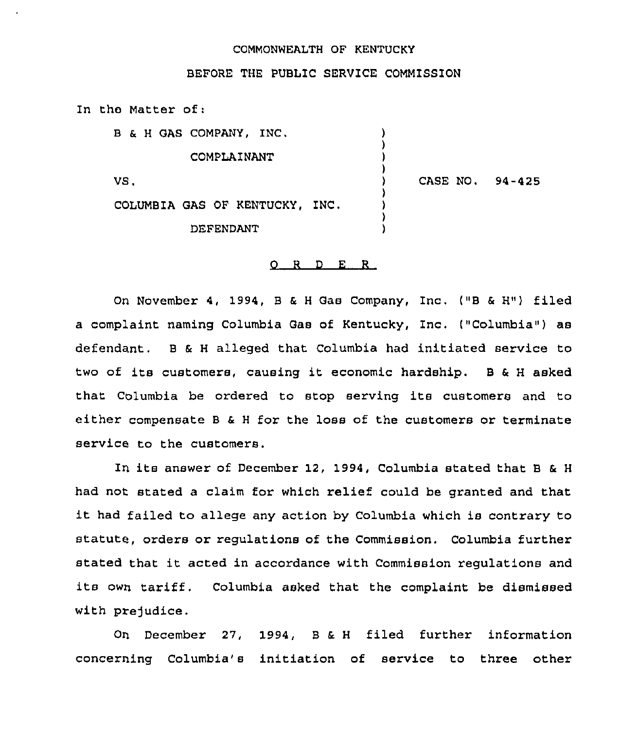COMMONWEALTH OF KENTUCKY

BEFORE THE PUBLIC SERVICE COMMISSION

In the Matter of:

B & H GAS COMPANY, INC.
COMPLAINANT

VS.

COLUMBIA GAS OF KENTUCKY, INC.
DEFENDANT

CASE NO. 94-425

O R D E R

On November 4, 1994, B & H Gas Company, Inc. ("B & H") filed a complaint naming Columbia Gas of Kentucky, Inc. ("Columbia") as defendant. B & H alleged that Columbia had initiated service to two of its customers, causing it economic hardship. B & H asked that Columbia be ordered to stop serving its customers and to either compensate B & H for the loss of the customers or terminate service to the customers.

In its answer of December 12, 1994, Columbia stated that B & H had not stated a claim for which relief could be granted and that it had failed to allege any action by Columbia which is contrary to statute, orders or regulations of the Commission. Columbia further stated that it acted in accordance with Commission regulations and its own tariff. Columbia asked that the complaint be dismissed with prejudice.

On December 27, 1994, B & H filed further information concerning Columbia's initiation of service to three other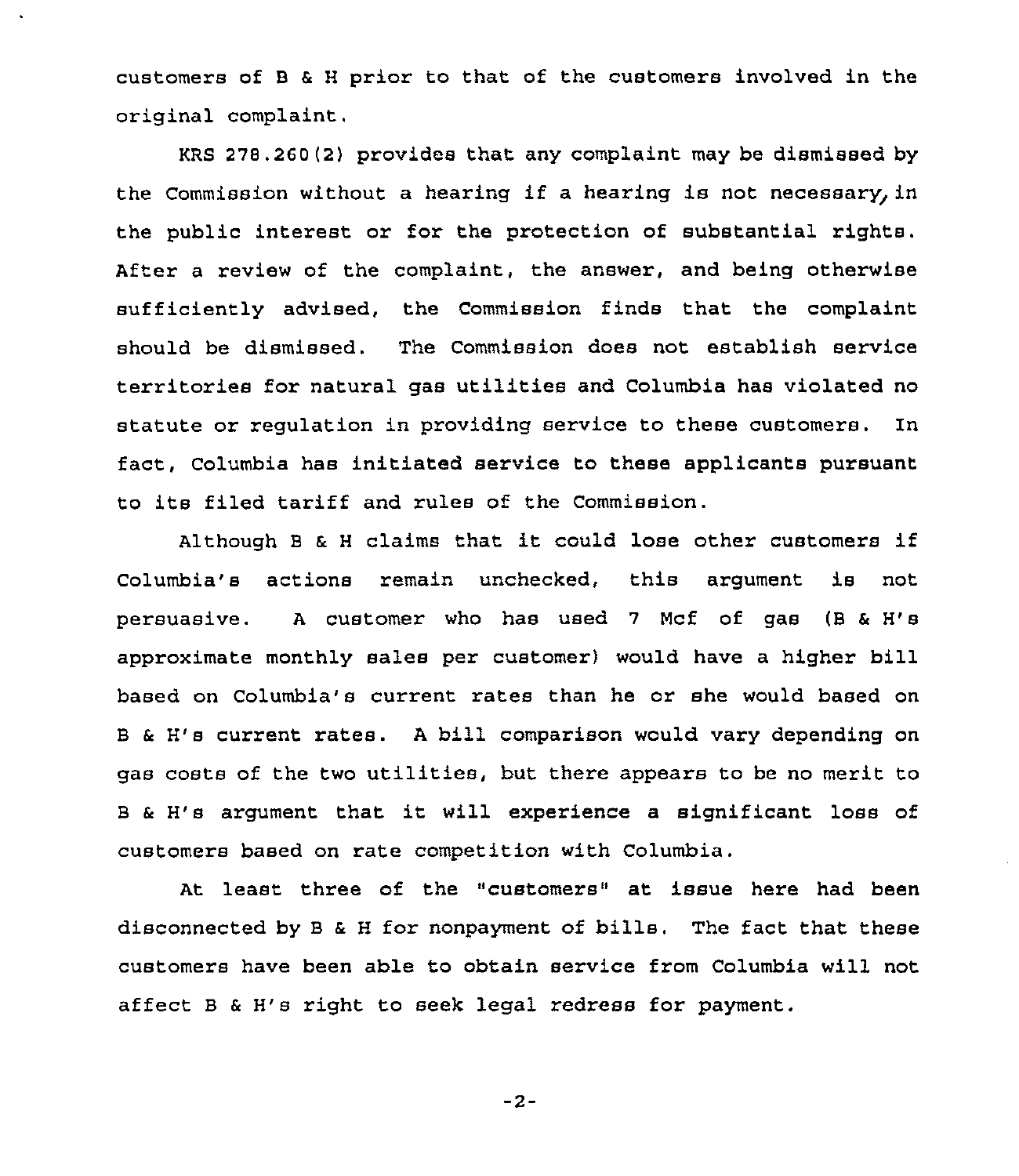customers of B & H prior to that of the customers involved in the original complaint.

KRS 278.260(2) provides that any complaint may be dismissed by the Commission without a hearing if a hearing is not necessary, in the public interest or for the protection of substantial rights. After a review of the complaint, the answer, and being otherwise sufficiently advised, the Commission finds that the complaint should be dismissed. The Commission does not establish service territories for natural gas utilities and Columbia has violated no statute or regulation in providing service to these customers. In fact, Columbia has initiated service to these applicants pursuant to its filed tariff and rules of the Commission.

Although B & H claims that it could lose other customers if Columbia's actions remain unchecked, this argument is not persuasive. A customer who has used 7 Mcf of gas (B & H's approximate monthly sales per customer) would have a higher bill based on Columbia's current rates than he or she would based on B & H's current rates. A bill comparison would vary depending on gas costs of the two utilities, but there appears to be no merit to B & H's argument that it will experience a significant loss of customers based on rate competition with Columbia.

At least three of the "customers" at issue here had been disconnected by B & H for nonpayment of bills. The fact that these customers have been able to obtain service from Columbia will not affect B & H's right to seek legal redress for payment.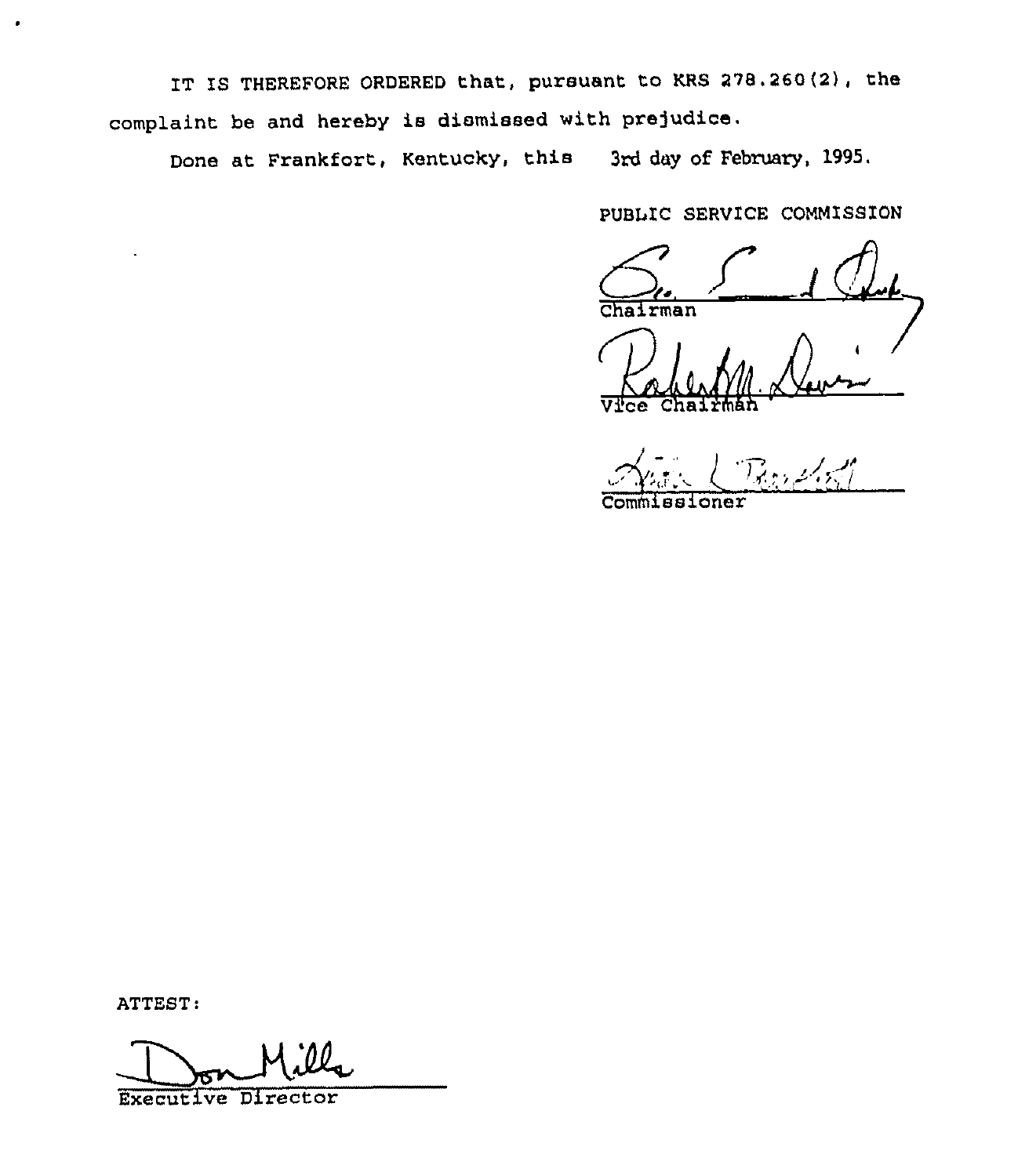IT IS THEREFORE ORDERED that, pursuant to KRS 278.260(2), the complaint be and hereby is dismissed with prejudice.

Done at Frankfort, Kentucky, this 3rd day of February, 1995.

PUBLIC SERVICE COMMISSION

Chairman

Vice Chairman

Commissioner

ATTEST:

Executive Director